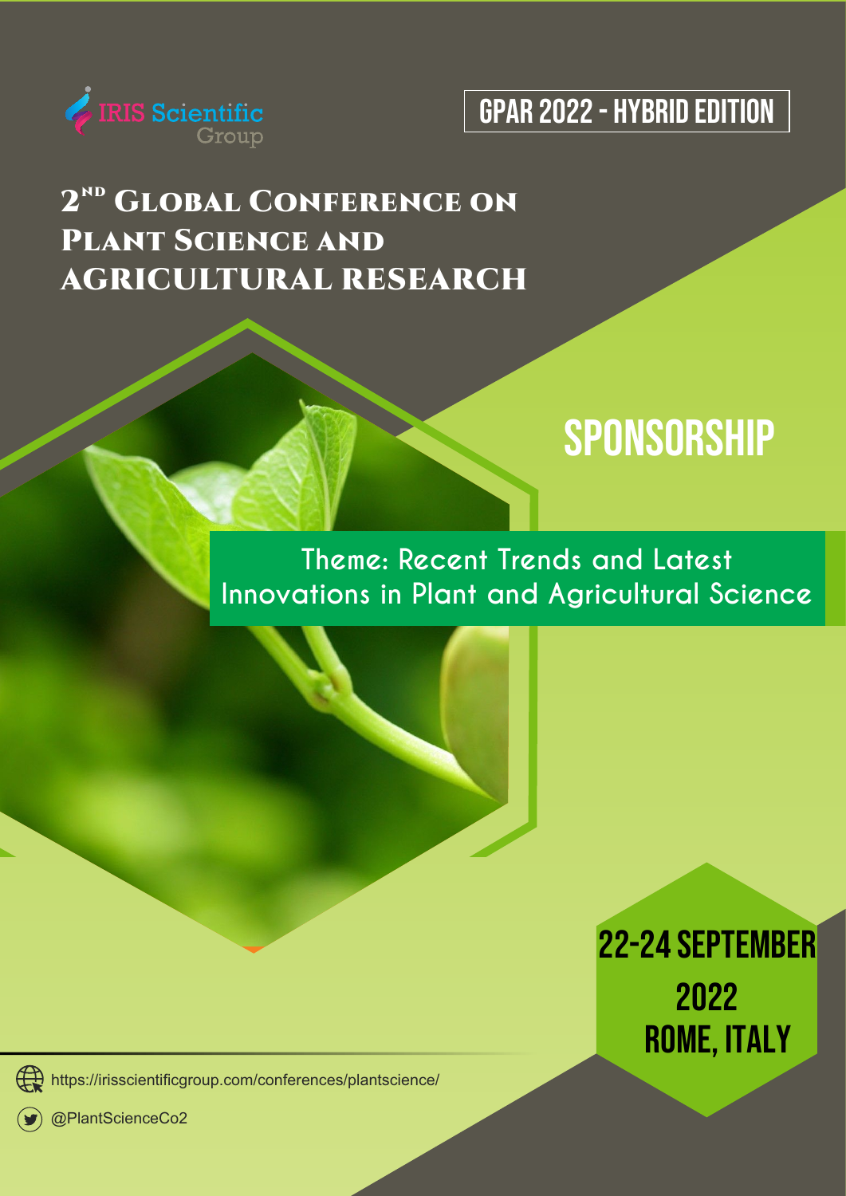IRIS Scientific Group

GPAR 2022 - HYBRID EDITION

# 2ND Global Conference on Plant Science and Agricultural Research

## SPONSORSHIP

Theme: Recent Trends and Latest Innovations in Plant and Agricultural Science

22-24 SEPTEMBER 2022
ROME, ITALY

https://irisscientificgroup.com/conferences/plantscience/

@PlantScienceCo2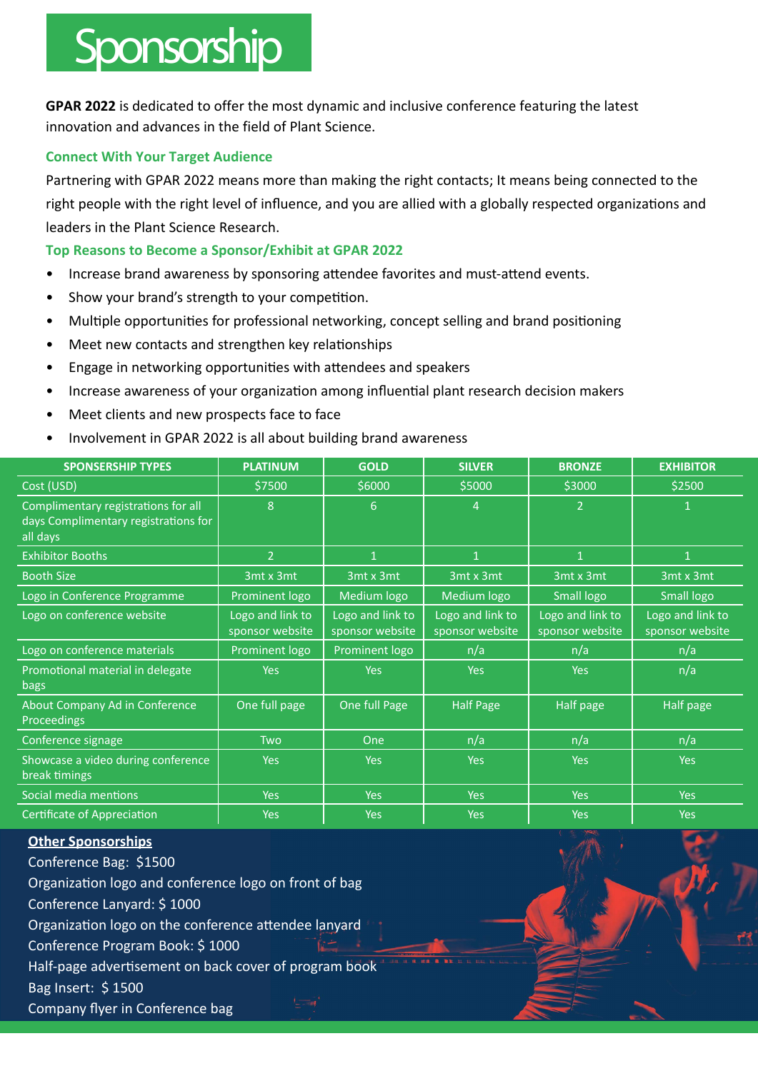# Sponsorship

**GPAR 2022** is dedicated to offer the most dynamic and inclusive conference featuring the latest innovation and advances in the field of Plant Science.

### Connect With Your Target Audience

Partnering with GPAR 2022 means more than making the right contacts; It means being connected to the right people with the right level of influence, and you are allied with a globally respected organizations and leaders in the Plant Science Research.

### Top Reasons to Become a Sponsor/Exhibit at GPAR 2022

- Increase brand awareness by sponsoring attendee favorites and must-attend events.
- Show your brand's strength to your competition.
- Multiple opportunities for professional networking, concept selling and brand positioning
- Meet new contacts and strengthen key relationships
- Engage in networking opportunities with attendees and speakers
- Increase awareness of your organization among influential plant research decision makers
- Meet clients and new prospects face to face
- Involvement in GPAR 2022 is all about building brand awareness

| SPONSERSHIP TYPES | PLATINUM | GOLD | SILVER | BRONZE | EXHIBITOR |
|---|---|---|---|---|---|
| Cost (USD) | $7500 | $6000 | $5000 | $3000 | $2500 |
| Complimentary registrations for all days Complimentary registrations for all days | 8 | 6 | 4 | 2 | 1 |
| Exhibitor Booths | 2 | 1 | 1 | 1 | 1 |
| Booth Size | 3mt x 3mt | 3mt x 3mt | 3mt x 3mt | 3mt x 3mt | 3mt x 3mt |
| Logo in Conference Programme | Prominent logo | Medium logo | Medium logo | Small logo | Small logo |
| Logo on conference website | Logo and link to sponsor website | Logo and link to sponsor website | Logo and link to sponsor website | Logo and link to sponsor website | Logo and link to sponsor website |
| Logo on conference materials | Prominent logo | Prominent logo | n/a | n/a | n/a |
| Promotional material in delegate bags | Yes | Yes | Yes | Yes | n/a |
| About Company Ad in Conference Proceedings | One full page | One full Page | Half Page | Half page | Half page |
| Conference signage | Two | One | n/a | n/a | n/a |
| Showcase a video during conference break timings | Yes | Yes | Yes | Yes | Yes |
| Social media mentions | Yes | Yes | Yes | Yes | Yes |
| Certificate of Appreciation | Yes | Yes | Yes | Yes | Yes |

**Other Sponsorships**

Conference Bag: $1500
Organization logo and conference logo on front of bag

Conference Lanyard: $ 1000
Organization logo on the conference attendee lanyard

Conference Program Book: $ 1000
Half-page advertisement on back cover of program book

Bag Insert: $ 1500
Company flyer in Conference bag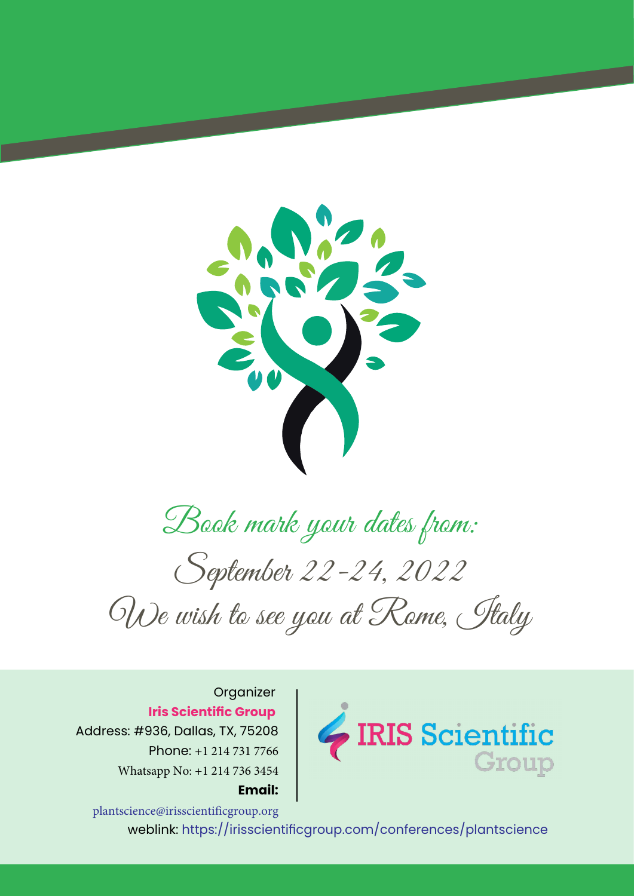Book mark your dates from:

September 22-24, 2022

We wish to see you at Rome, Italy

Organizer

**Iris Scientific Group**

Address: #936, Dallas, TX, 75208

Phone: +1 214 731 7766

Whatsapp No: +1 214 736 3454

**Email:**

plantscience@irisscientificgroup.org

weblink: https://irisscientificgroup.com/conferences/plantscience

IRIS Scientific Group